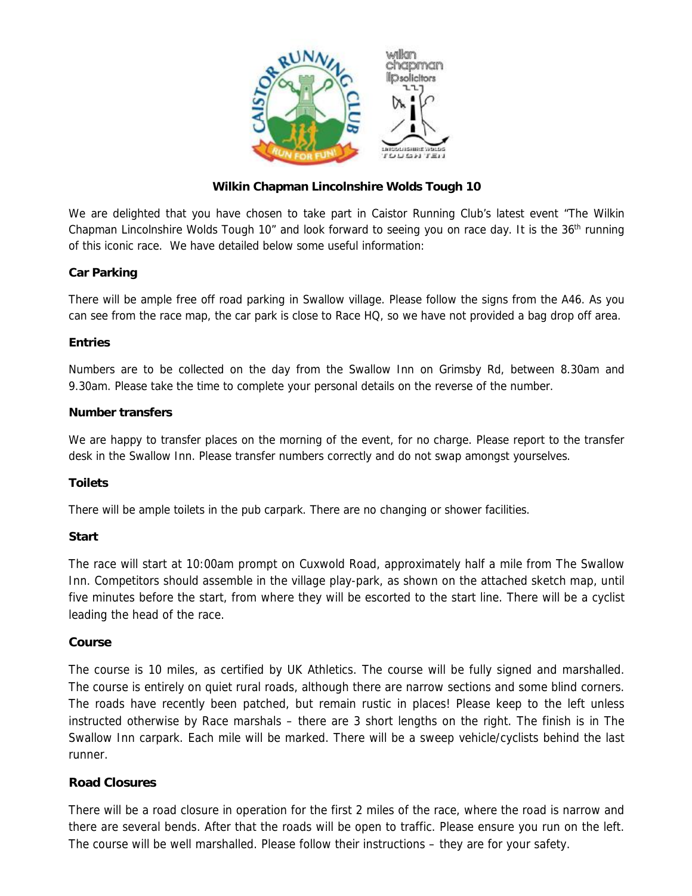# Wilkin Chapman Lincolnshire Wolds Tough 10

We are delighted that you have chosen to take part in Caistor Running Club's latest event "The Wilkin Chapman Lincolnshire Wolds Tough 10" and look forward to seeing you on race day. It is the 36th running of this iconic race. We have detailed below some useful information:

## Car Parking

There will be ample free off road parking in Swallow village. Please follow the signs from the A46. As you can see from the race map, the car park is close to Race HQ, so we have not provided a bag drop off area.

## Entries

Numbers are to be collected on the day from the Swallow Inn on Grimsby Rd, between 8.30am and 9.30am. Please take the time to complete your personal details on the reverse of the number.

## Number transfers

We are happy to transfer places on the morning of the event, for no charge. Please report to the transfer desk in the Swallow Inn. Please transfer numbers correctly and do not swap amongst yourselves.

## Toilets

There will be ample toilets in the pub carpark. There are no changing or shower facilities.

## Start

The race will start at 10:00am prompt on Cuxwold Road, approximately half a mile from The Swallow Inn. Competitors should assemble in the village play-park, as shown on the attached sketch map, until five minutes before the start, from where they will be escorted to the start line. There will be a cyclist leading the head of the race.

## Course

The course is 10 miles, as certified by UK Athletics. The course will be fully signed and marshalled. The course is entirely on quiet rural roads, although there are narrow sections and some blind corners. The roads have recently been patched, but remain rustic in places! Please keep to the left unless instructed otherwise by Race marshals – there are 3 short lengths on the right. The finish is in The Swallow Inn carpark. Each mile will be marked. There will be a sweep vehicle/cyclists behind the last runner.

## Road Closures

There will be a road closure in operation for the first 2 miles of the race, where the road is narrow and there are several bends. After that the roads will be open to traffic. Please ensure you run on the left. The course will be well marshalled. Please follow their instructions – they are for your safety.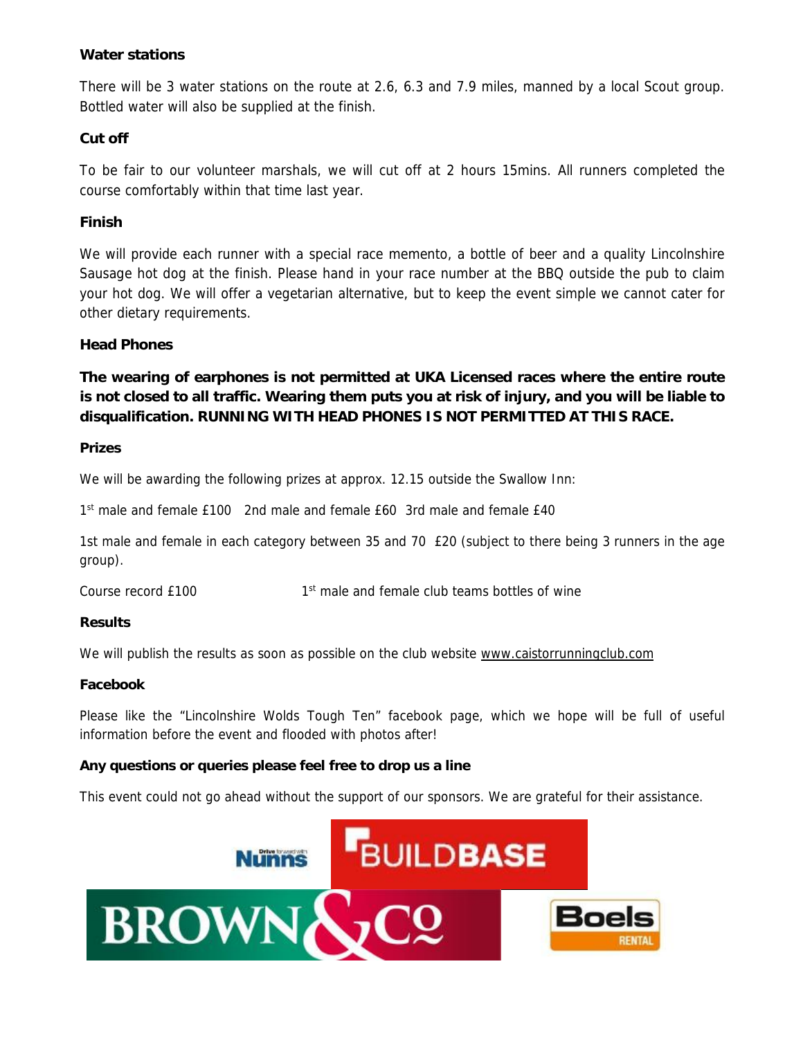**Water stations**

There will be 3 water stations on the route at 2.6, 6.3 and 7.9 miles, manned by a local Scout group. Bottled water will also be supplied at the finish.

**Cut off**

To be fair to our volunteer marshals, we will cut off at 2 hours 15mins. All runners completed the course comfortably within that time last year.

**Finish**

We will provide each runner with a special race memento, a bottle of beer and a quality Lincolnshire Sausage hot dog at the finish. Please hand in your race number at the BBQ outside the pub to claim your hot dog. We will offer a vegetarian alternative, but to keep the event simple we cannot cater for other dietary requirements.

**Head Phones**

**The wearing of earphones is not permitted at UKA Licensed races where the entire route is not closed to all traffic. Wearing them puts you at risk of injury, and you will be liable to disqualification. RUNNING WITH HEAD PHONES IS NOT PERMITTED AT THIS RACE.**

**Prizes**

We will be awarding the following prizes at approx. 12.15 outside the Swallow Inn:

1st male and female £100   2nd male and female £60   3rd male and female £40

1st male and female in each category between 35 and 70  £20 (subject to there being 3 runners in the age group).

Course record £100          1st male and female club teams bottles of wine

**Results**

We will publish the results as soon as possible on the club website www.caistorrunningclub.com

**Facebook**

Please like the "Lincolnshire Wolds Tough Ten" facebook page, which we hope will be full of useful information before the event and flooded with photos after!

**Any questions or queries please feel free to drop us a line**

This event could not go ahead without the support of our sponsors. We are grateful for their assistance.

Nunns

BUILDBASE

BROWN & Co

Boels RENTAL